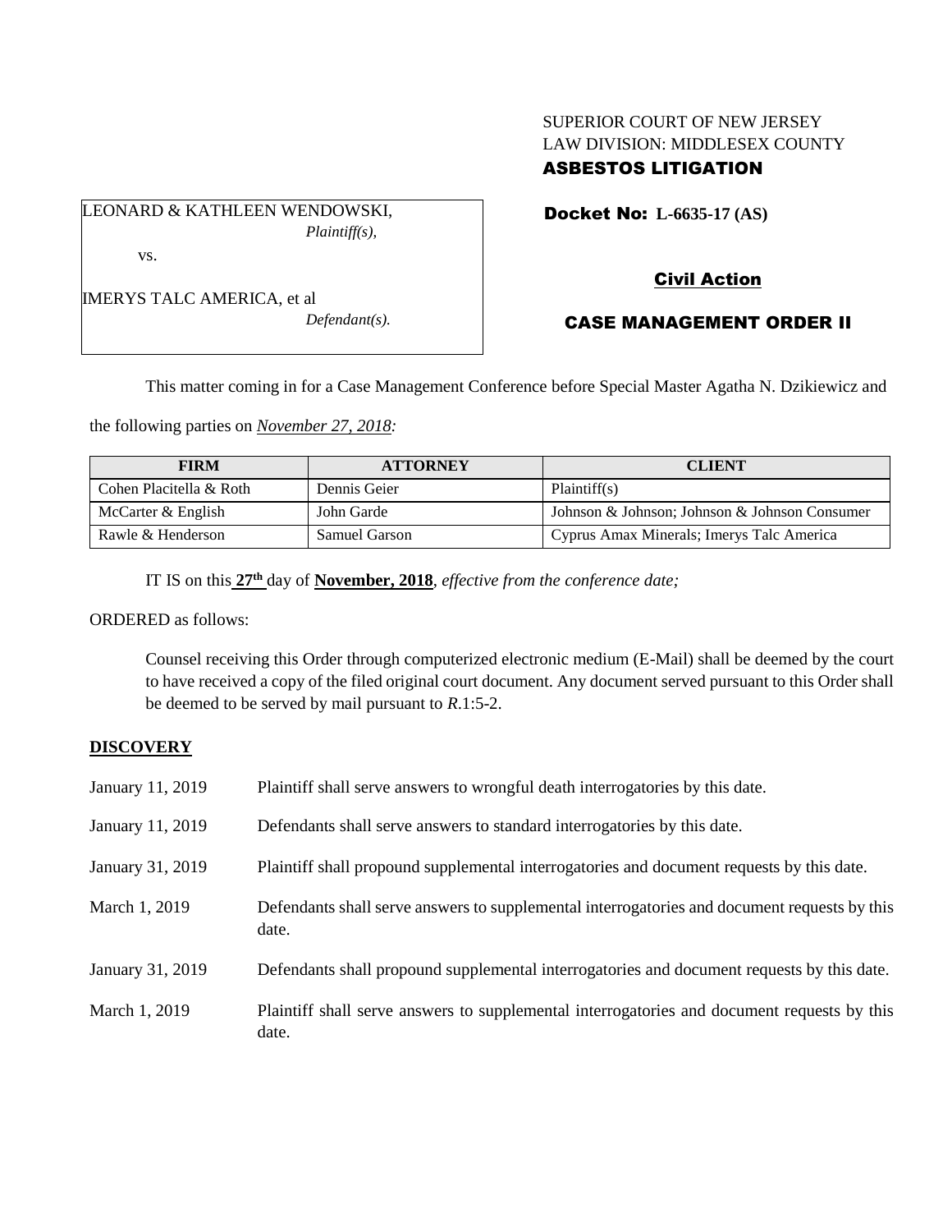SUPERIOR COURT OF NEW JERSEY
LAW DIVISION: MIDDLESEX COUNTY
**ASBESTOS LITIGATION**

LEONARD & KATHLEEN WENDOWSKI,
*Plaintiff(s),*

vs.

IMERYS TALC AMERICA, et al
*Defendant(s).*

**Docket No: L-6635-17 (AS)**

**Civil Action**

**CASE MANAGEMENT ORDER II**

This matter coming in for a Case Management Conference before Special Master Agatha N. Dzikiewicz and the following parties on *November 27, 2018:*

| FIRM | ATTORNEY | CLIENT |
|---|---|---|
| Cohen Placitella & Roth | Dennis Geier | Plaintiff(s) |
| McCarter & English | John Garde | Johnson & Johnson; Johnson & Johnson Consumer |
| Rawle & Henderson | Samuel Garson | Cyprus Amax Minerals; Imerys Talc America |

IT IS on this **27th** day of **November, 2018**, *effective from the conference date;*

ORDERED as follows:

Counsel receiving this Order through computerized electronic medium (E-Mail) shall be deemed by the court to have received a copy of the filed original court document. Any document served pursuant to this Order shall be deemed to be served by mail pursuant to *R*.1:5-2.

## DISCOVERY

January 11, 2019 — Plaintiff shall serve answers to wrongful death interrogatories by this date.

January 11, 2019 — Defendants shall serve answers to standard interrogatories by this date.

January 31, 2019 — Plaintiff shall propound supplemental interrogatories and document requests by this date.

March 1, 2019 — Defendants shall serve answers to supplemental interrogatories and document requests by this date.

January 31, 2019 — Defendants shall propound supplemental interrogatories and document requests by this date.

March 1, 2019 — Plaintiff shall serve answers to supplemental interrogatories and document requests by this date.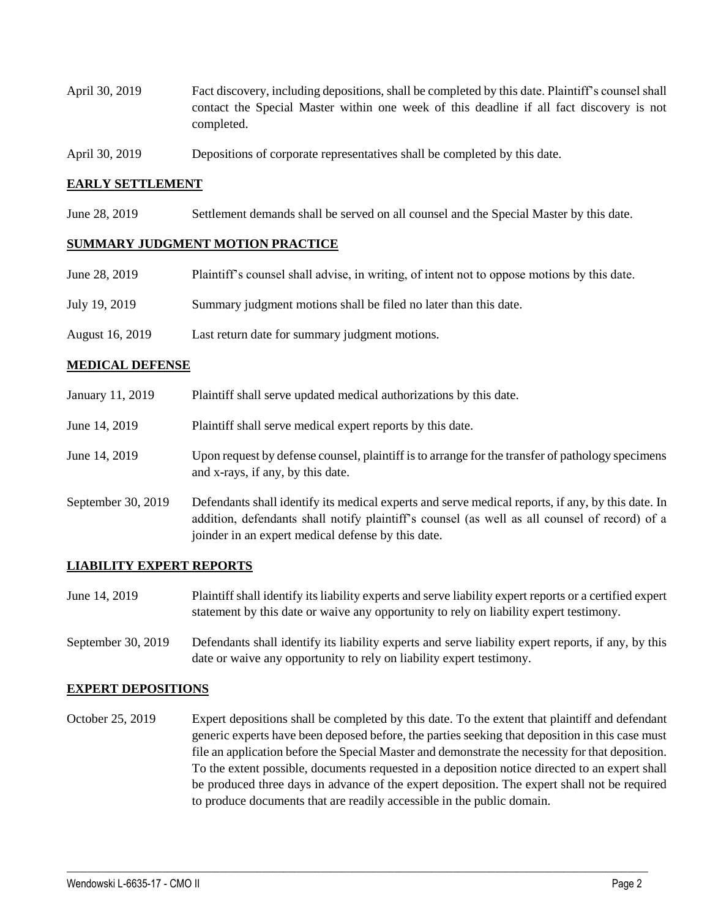| | |
|---|---|
| April 30, 2019 | Fact discovery, including depositions, shall be completed by this date. Plaintiff's counsel shall contact the Special Master within one week of this deadline if all fact discovery is not completed. |
| April 30, 2019 | Depositions of corporate representatives shall be completed by this date. |

## EARLY SETTLEMENT

| | |
|---|---|
| June 28, 2019 | Settlement demands shall be served on all counsel and the Special Master by this date. |

## SUMMARY JUDGMENT MOTION PRACTICE

| | |
|---|---|
| June 28, 2019 | Plaintiff's counsel shall advise, in writing, of intent not to oppose motions by this date. |
| July 19, 2019 | Summary judgment motions shall be filed no later than this date. |
| August 16, 2019 | Last return date for summary judgment motions. |

## MEDICAL DEFENSE

| | |
|---|---|
| January 11, 2019 | Plaintiff shall serve updated medical authorizations by this date. |
| June 14, 2019 | Plaintiff shall serve medical expert reports by this date. |
| June 14, 2019 | Upon request by defense counsel, plaintiff is to arrange for the transfer of pathology specimens and x-rays, if any, by this date. |
| September 30, 2019 | Defendants shall identify its medical experts and serve medical reports, if any, by this date. In addition, defendants shall notify plaintiff's counsel (as well as all counsel of record) of a joinder in an expert medical defense by this date. |

## LIABILITY EXPERT REPORTS

| | |
|---|---|
| June 14, 2019 | Plaintiff shall identify its liability experts and serve liability expert reports or a certified expert statement by this date or waive any opportunity to rely on liability expert testimony. |
| September 30, 2019 | Defendants shall identify its liability experts and serve liability expert reports, if any, by this date or waive any opportunity to rely on liability expert testimony. |

## EXPERT DEPOSITIONS

| | |
|---|---|
| October 25, 2019 | Expert depositions shall be completed by this date. To the extent that plaintiff and defendant generic experts have been deposed before, the parties seeking that deposition in this case must file an application before the Special Master and demonstrate the necessity for that deposition. To the extent possible, documents requested in a deposition notice directed to an expert shall be produced three days in advance of the expert deposition. The expert shall not be required to produce documents that are readily accessible in the public domain. |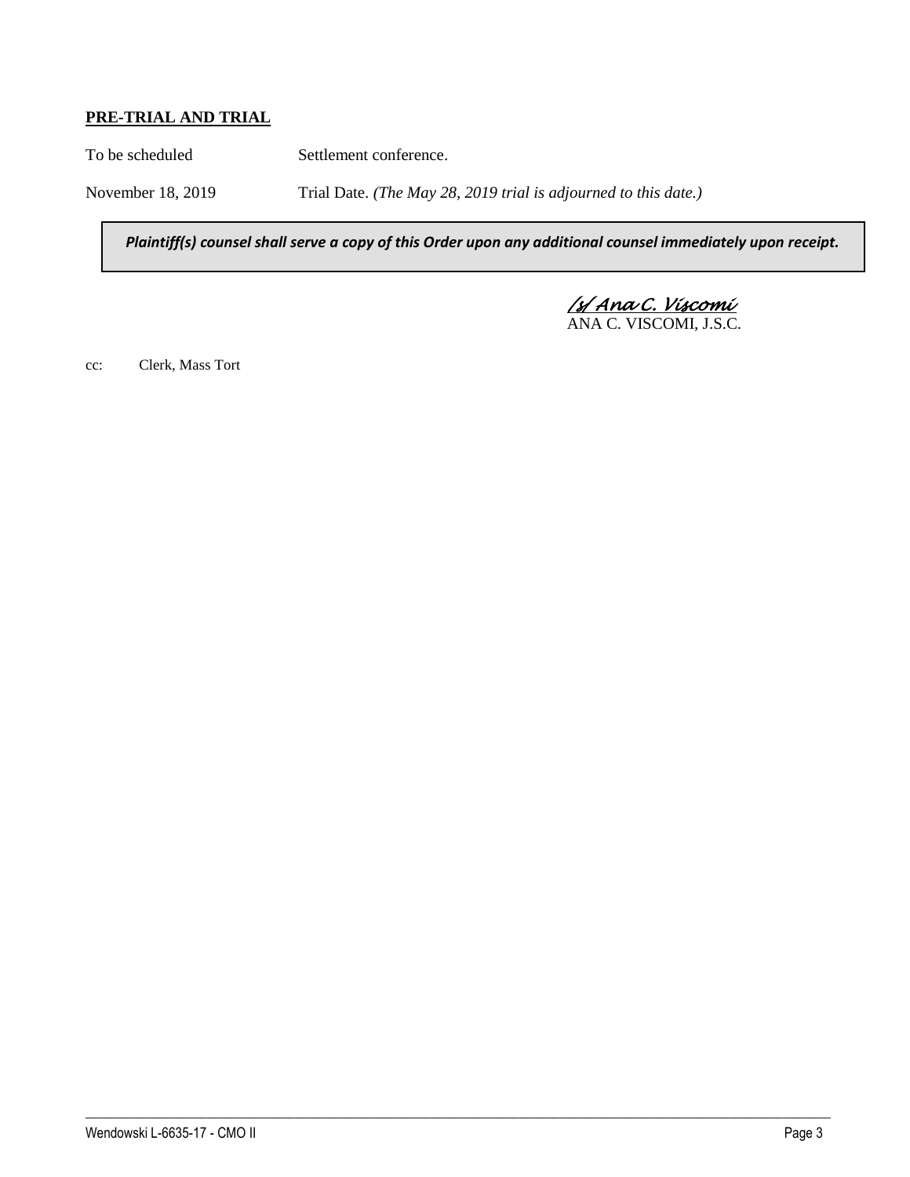**PRE-TRIAL AND TRIAL**

| | |
|---|---|
| To be scheduled | Settlement conference. |
| November 18, 2019 | Trial Date. *(The May 28, 2019 trial is adjourned to this date.)* |

***Plaintiff(s) counsel shall serve a copy of this Order upon any additional counsel immediately upon receipt.***

/s/ Ana C. Viscomi
ANA C. VISCOMI, J.S.C.

cc: Clerk, Mass Tort